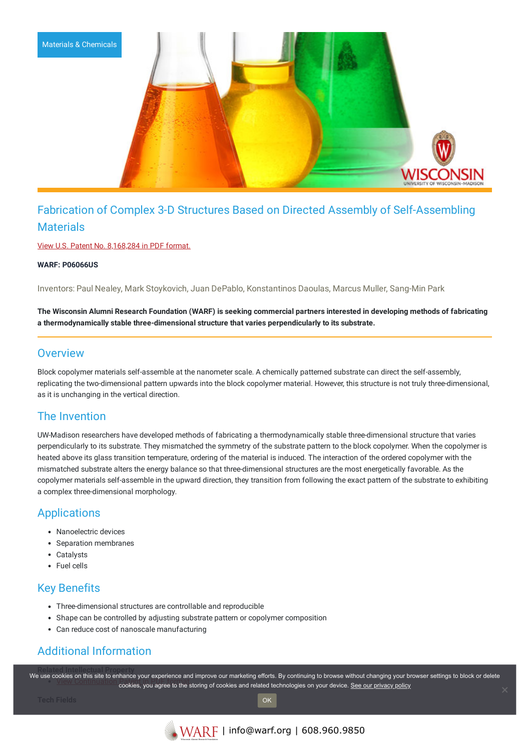Materials & Chemicals

# Fabrication of Complex 3-D Structures Based on Directed Assembly of Self-Assembling Materials

View U.S. Patent No. 8,168,284 in PDF format.

**WARF: P06066US**

Inventors: Paul Nealey, Mark Stoykovich, Juan DePablo, Konstantinos Daoulas, Marcus Muller, Sang-Min Park

**The Wisconsin Alumni Research Foundation (WARF) is seeking commercial partners interested in developing methods of fabricating a thermodynamically stable three-dimensional structure that varies perpendicularly to its substrate.**

## Overview

Block copolymer materials self-assemble at the nanometer scale. A chemically patterned substrate can direct the self-assembly, replicating the two-dimensional pattern upwards into the block copolymer material. However, this structure is not truly three-dimensional, as it is unchanging in the vertical direction.

## The Invention

UW-Madison researchers have developed methods of fabricating a thermodynamically stable three-dimensional structure that varies perpendicularly to its substrate. They mismatched the symmetry of the substrate pattern to the block copolymer. When the copolymer is heated above its glass transition temperature, ordering of the material is induced. The interaction of the ordered copolymer with the mismatched substrate alters the energy balance so that three-dimensional structures are the most energetically favorable. As the copolymer materials self-assemble in the upward direction, they transition from following the exact pattern of the substrate to exhibiting a complex three-dimensional morphology.

## Applications

- Nanoelectric devices
- Separation membranes
- Catalysts
- Fuel cells

## Key Benefits

- Three-dimensional structures are controllable and reproducible
- Shape can be controlled by adjusting substrate pattern or copolymer composition
- Can reduce cost of nanoscale manufacturing

## Additional Information

**Related Intellectual Property**

- View Continuation

**Tech Fields**

We use cookies on this site to enhance your experience and improve our marketing efforts. By continuing to browse without changing your browser settings to block or delete cookies, you agree to the storing of cookies and related technologies on your device. See our privacy policy

OK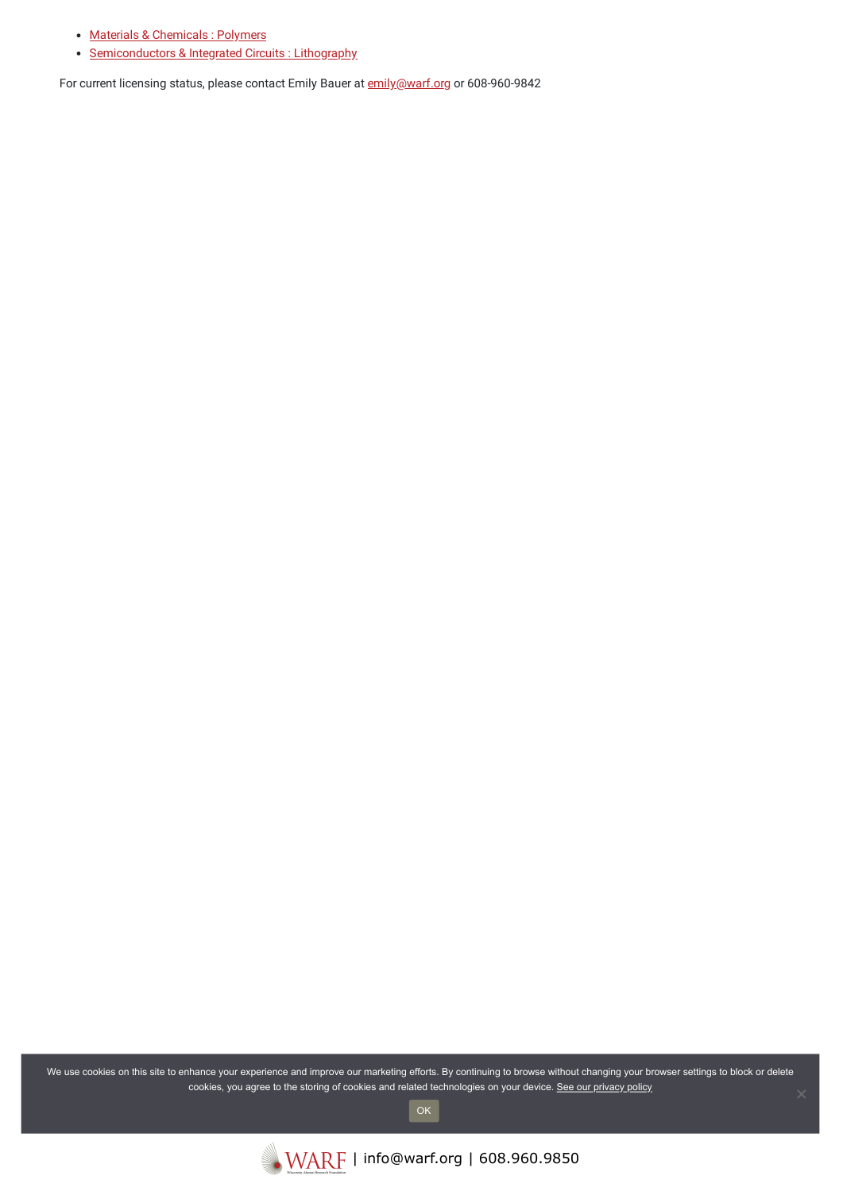- Materials & Chemicals : Polymers
- Semiconductors & Integrated Circuits : Lithography

For current licensing status, please contact Emily Bauer at emily@warf.org or 608-960-9842